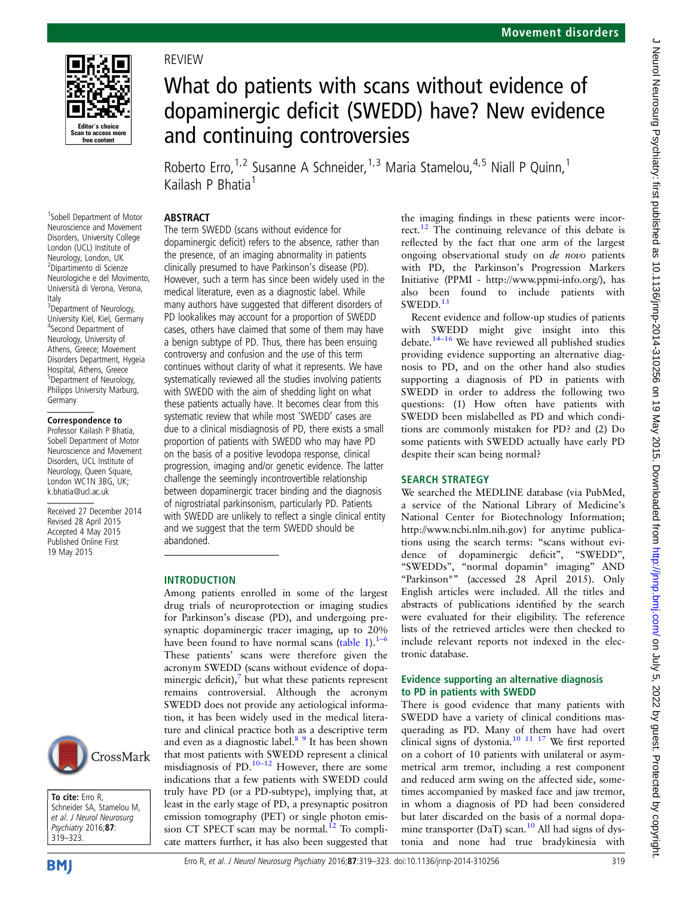REVIEW

# What do patients with scans without evidence of dopaminergic deficit (SWEDD) have? New evidence and continuing controversies

Roberto Erro,[1,2] Susanne A Schneider,[1,3] Maria Stamelou,[4,5] Niall P Quinn,[1] Kailash P Bhatia[1]

[1]Sobell Department of Motor Neuroscience and Movement Disorders, University College London (UCL) Institute of Neurology, London, UK
[2]Dipartimento di Scienze Neurologiche e del Movimento, Università di Verona, Verona, Italy
[3]Department of Neurology, University Kiel, Kiel, Germany
[4]Second Department of Neurology, University of Athens, Greece; Movement Disorders Department, Hygeia Hospital, Athens, Greece
[5]Department of Neurology, Philipps University Marburg, Germany

**Correspondence to**
Professor Kailash P Bhatia, Sobell Department of Motor Neuroscience and Movement Disorders, UCL Institute of Neurology, Queen Square, London WC1N 3BG, UK; k.bhatia@ucl.ac.uk

Received 27 December 2014
Revised 28 April 2015
Accepted 4 May 2015
Published Online First 19 May 2015

**To cite:** Erro R, Schneider SA, Stamelou M, *et al. J Neurol Neurosurg Psychiatry* 2016;**87**:319–323.

## ABSTRACT

The term SWEDD (scans without evidence for dopaminergic deficit) refers to the absence, rather than the presence, of an imaging abnormality in patients clinically presumed to have Parkinson's disease (PD). However, such a term has since been widely used in the medical literature, even as a diagnostic label. While many authors have suggested that different disorders of PD lookalikes may account for a proportion of SWEDD cases, others have claimed that some of them may have a benign subtype of PD. Thus, there has been ensuing controversy and confusion and the use of this term continues without clarity of what it represents. We have systematically reviewed all the studies involving patients with SWEDD with the aim of shedding light on what these patients actually have. It becomes clear from this systematic review that while most 'SWEDD' cases are due to a clinical misdiagnosis of PD, there exists a small proportion of patients with SWEDD who may have PD on the basis of a positive levodopa response, clinical progression, imaging and/or genetic evidence. The latter challenge the seemingly incontrovertible relationship between dopaminergic tracer binding and the diagnosis of nigrostriatal parkinsonism, particularly PD. Patients with SWEDD are unlikely to reflect a single clinical entity and we suggest that the term SWEDD should be abandoned.

## INTRODUCTION

Among patients enrolled in some of the largest drug trials of neuroprotection or imaging studies for Parkinson's disease (PD), and undergoing presynaptic dopaminergic tracer imaging, up to 20% have been found to have normal scans (table 1).[1–6] These patients' scans were therefore given the acronym SWEDD (scans without evidence of dopaminergic deficit),[7] but what these patients represent remains controversial. Although the acronym SWEDD does not provide any aetiological information, it has been widely used in the medical literature and clinical practice both as a descriptive term and even as a diagnostic label.[8 9] It has been shown that most patients with SWEDD represent a clinical misdiagnosis of PD.[10–12] However, there are some indications that a few patients with SWEDD could truly have PD (or a PD-subtype), implying that, at least in the early stage of PD, a presynaptic positron emission tomography (PET) or single photon emission CT SPECT scan may be normal.[12] To complicate matters further, it has also been suggested that the imaging findings in these patients were incorrect.[12] The continuing relevance of this debate is reflected by the fact that one arm of the largest ongoing observational study on *de novo* patients with PD, the Parkinson's Progression Markers Initiative (PPMI - http://www.ppmi-info.org/), has also been found to include patients with SWEDD.[13]

Recent evidence and follow-up studies of patients with SWEDD might give insight into this debate.[14–16] We have reviewed all published studies providing evidence supporting an alternative diagnosis to PD, and on the other hand also studies supporting a diagnosis of PD in patients with SWEDD in order to address the following two questions: (1) How often have patients with SWEDD been mislabelled as PD and which conditions are commonly mistaken for PD? and (2) Do some patients with SWEDD actually have early PD despite their scan being normal?

## SEARCH STRATEGY

We searched the MEDLINE database (via PubMed, a service of the National Library of Medicine's National Center for Biotechnology Information; http://www.ncbi.nlm.nih.gov) for anytime publications using the search terms: "scans without evidence of dopaminergic deficit", "SWEDD", "SWEDDs", "normal dopamin* imaging" AND "Parkinson*" (accessed 28 April 2015). Only English articles were included. All the titles and abstracts of publications identified by the search were evaluated for their eligibility. The reference lists of the retrieved articles were then checked to include relevant reports not indexed in the electronic database.

### Evidence supporting an alternative diagnosis to PD in patients with SWEDD

There is good evidence that many patients with SWEDD have a variety of clinical conditions masquerading as PD. Many of them have had overt clinical signs of dystonia.[10 11 17] We first reported on a cohort of 10 patients with unilateral or asymmetrical arm tremor, including a rest component and reduced arm swing on the affected side, sometimes accompanied by masked face and jaw tremor, in whom a diagnosis of PD had been considered but later discarded on the basis of a normal dopamine transporter (DaT) scan.[10] All had signs of dystonia and none had true bradykinesia with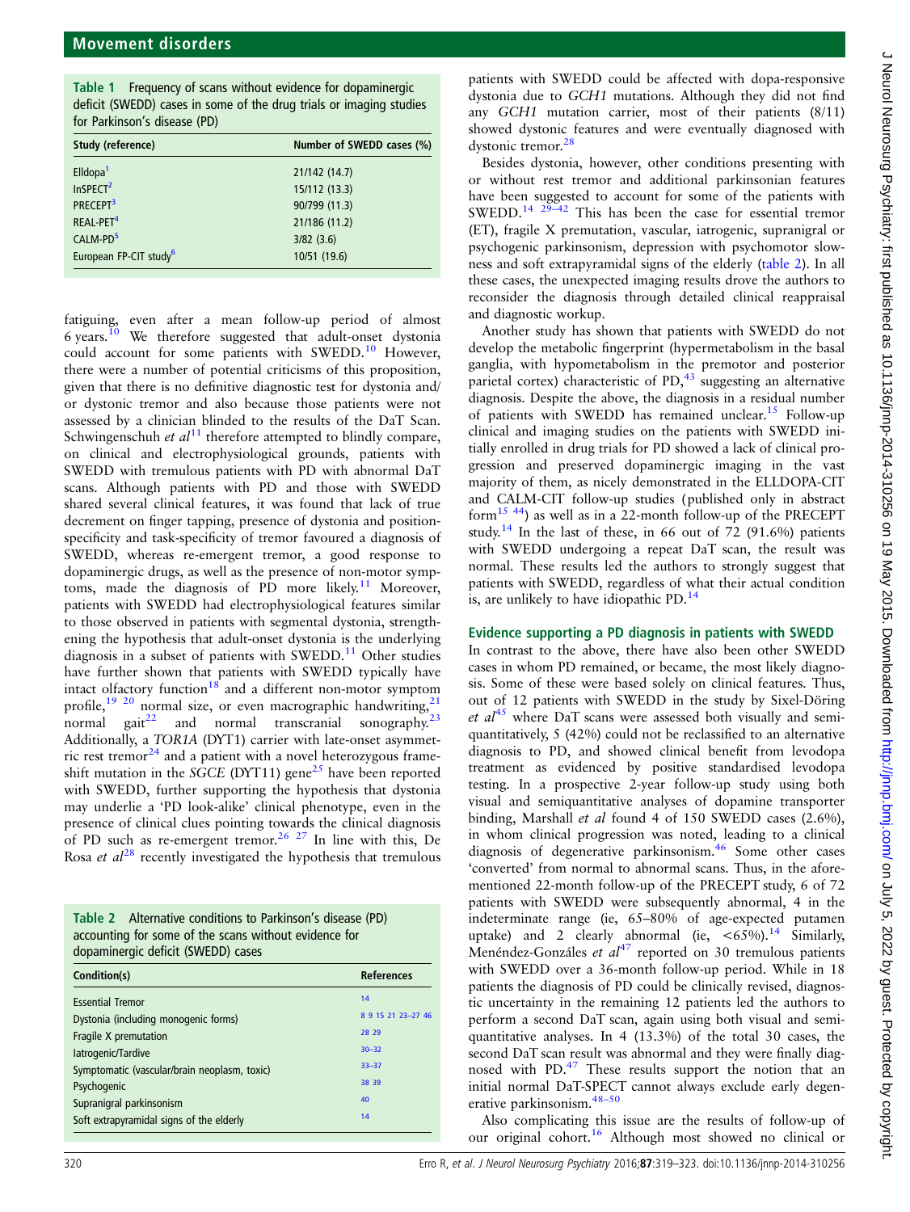**Table 1** Frequency of scans without evidence for dopaminergic deficit (SWEDD) cases in some of the drug trials or imaging studies for Parkinson's disease (PD)

| Study (reference) | Number of SWEDD cases (%) |
|---|---|
| Elldopa[1] | 21/142 (14.7) |
| InSPECT[2] | 15/112 (13.3) |
| PRECEPT[3] | 90/799 (11.3) |
| REAL-PET[4] | 21/186 (11.2) |
| CALM-PD[5] | 3/82 (3.6) |
| European FP-CIT study[6] | 10/51 (19.6) |

fatiguing, even after a mean follow-up period of almost 6 years.[10] We therefore suggested that adult-onset dystonia could account for some patients with SWEDD.[10] However, there were a number of potential criticisms of this proposition, given that there is no definitive diagnostic test for dystonia and/or dystonic tremor and also because those patients were not assessed by a clinician blinded to the results of the DaT Scan. Schwingenschuh *et al*[11] therefore attempted to blindly compare, on clinical and electrophysiological grounds, patients with SWEDD with tremulous patients with PD with abnormal DaT scans. Although patients with PD and those with SWEDD shared several clinical features, it was found that lack of true decrement on finger tapping, presence of dystonia and position-specificity and task-specificity of tremor favoured a diagnosis of SWEDD, whereas re-emergent tremor, a good response to dopaminergic drugs, as well as the presence of non-motor symptoms, made the diagnosis of PD more likely.[11] Moreover, patients with SWEDD had electrophysiological features similar to those observed in patients with segmental dystonia, strengthening the hypothesis that adult-onset dystonia is the underlying diagnosis in a subset of patients with SWEDD.[11] Other studies have further shown that patients with SWEDD typically have intact olfactory function[18] and a different non-motor symptom profile,[19 20] normal size, or even macrographic handwriting,[21] normal gait[22] and normal transcranial sonography.[23] Additionally, a *TOR1A* (DYT1) carrier with late-onset asymmetric rest tremor[24] and a patient with a novel heterozygous frameshift mutation in the *SGCE* (DYT11) gene[25] have been reported with SWEDD, further supporting the hypothesis that dystonia may underlie a 'PD look-alike' clinical phenotype, even in the presence of clinical clues pointing towards the clinical diagnosis of PD such as re-emergent tremor.[26 27] In line with this, De Rosa *et al*[28] recently investigated the hypothesis that tremulous patients with SWEDD could be affected with dopa-responsive dystonia due to *GCH1* mutations. Although they did not find any *GCH1* mutation carrier, most of their patients (8/11) showed dystonic features and were eventually diagnosed with dystonic tremor.[28]

**Table 2** Alternative conditions to Parkinson's disease (PD) accounting for some of the scans without evidence for dopaminergic deficit (SWEDD) cases

| Condition(s) | References |
|---|---|
| Essential Tremor | 14 |
| Dystonia (including monogenic forms) | 8 9 15 21 23–27 46 |
| Fragile X premutation | 28 29 |
| Iatrogenic/Tardive | 30–32 |
| Symptomatic (vascular/brain neoplasm, toxic) | 33–37 |
| Psychogenic | 38 39 |
| Supranigral parkinsonism | 40 |
| Soft extrapyramidal signs of the elderly | 14 |

Besides dystonia, however, other conditions presenting with or without rest tremor and additional parkinsonian features have been suggested to account for some of the patients with SWEDD.[14 29–42] This has been the case for essential tremor (ET), fragile X premutation, vascular, iatrogenic, supranigral or psychogenic parkinsonism, depression with psychomotor slowness and soft extrapyramidal signs of the elderly (table 2). In all these cases, the unexpected imaging results drove the authors to reconsider the diagnosis through detailed clinical reappraisal and diagnostic workup.

Another study has shown that patients with SWEDD do not develop the metabolic fingerprint (hypermetabolism in the basal ganglia, with hypometabolism in the premotor and posterior parietal cortex) characteristic of PD,[43] suggesting an alternative diagnosis. Despite the above, the diagnosis in a residual number of patients with SWEDD has remained unclear.[15] Follow-up clinical and imaging studies on the patients with SWEDD initially enrolled in drug trials for PD showed a lack of clinical progression and preserved dopaminergic imaging in the vast majority of them, as nicely demonstrated in the ELLDOPA-CIT and CALM-CIT follow-up studies (published only in abstract form[15 44]) as well as in a 22-month follow-up of the PRECEPT study.[14] In the last of these, in 66 out of 72 (91.6%) patients with SWEDD undergoing a repeat DaT scan, the result was normal. These results led the authors to strongly suggest that patients with SWEDD, regardless of what their actual condition is, are unlikely to have idiopathic PD.[14]

## Evidence supporting a PD diagnosis in patients with SWEDD

In contrast to the above, there have also been other SWEDD cases in whom PD remained, or became, the most likely diagnosis. Some of these were based solely on clinical features. Thus, out of 12 patients with SWEDD in the study by Sixel-Döring *et al*[45] where DaT scans were assessed both visually and semi-quantitatively, 5 (42%) could not be reclassified to an alternative diagnosis to PD, and showed clinical benefit from levodopa treatment as evidenced by positive standardised levodopa testing. In a prospective 2-year follow-up study using both visual and semiquantitative analyses of dopamine transporter binding, Marshall *et al* found 4 of 150 SWEDD cases (2.6%), in whom clinical progression was noted, leading to a clinical diagnosis of degenerative parkinsonism.[46] Some other cases 'converted' from normal to abnormal scans. Thus, in the aforementioned 22-month follow-up of the PRECEPT study, 6 of 72 patients with SWEDD were subsequently abnormal, 4 in the indeterminate range (ie, 65–80% of age-expected putamen uptake) and 2 clearly abnormal (ie, <65%).[14] Similarly, Menéndez-Gonzáles *et al*[47] reported on 30 tremulous patients with SWEDD over a 36-month follow-up period. While in 18 patients the diagnosis of PD could be clinically revised, diagnostic uncertainty in the remaining 12 patients led the authors to perform a second DaT scan, again using both visual and semi-quantitative analyses. In 4 (13.3%) of the total 30 cases, the second DaT scan result was abnormal and they were finally diagnosed with PD.[47] These results support the notion that an initial normal DaT-SPECT cannot always exclude early degenerative parkinsonism.[48–50]

Also complicating this issue are the results of follow-up of our original cohort.[16] Although most showed no clinical or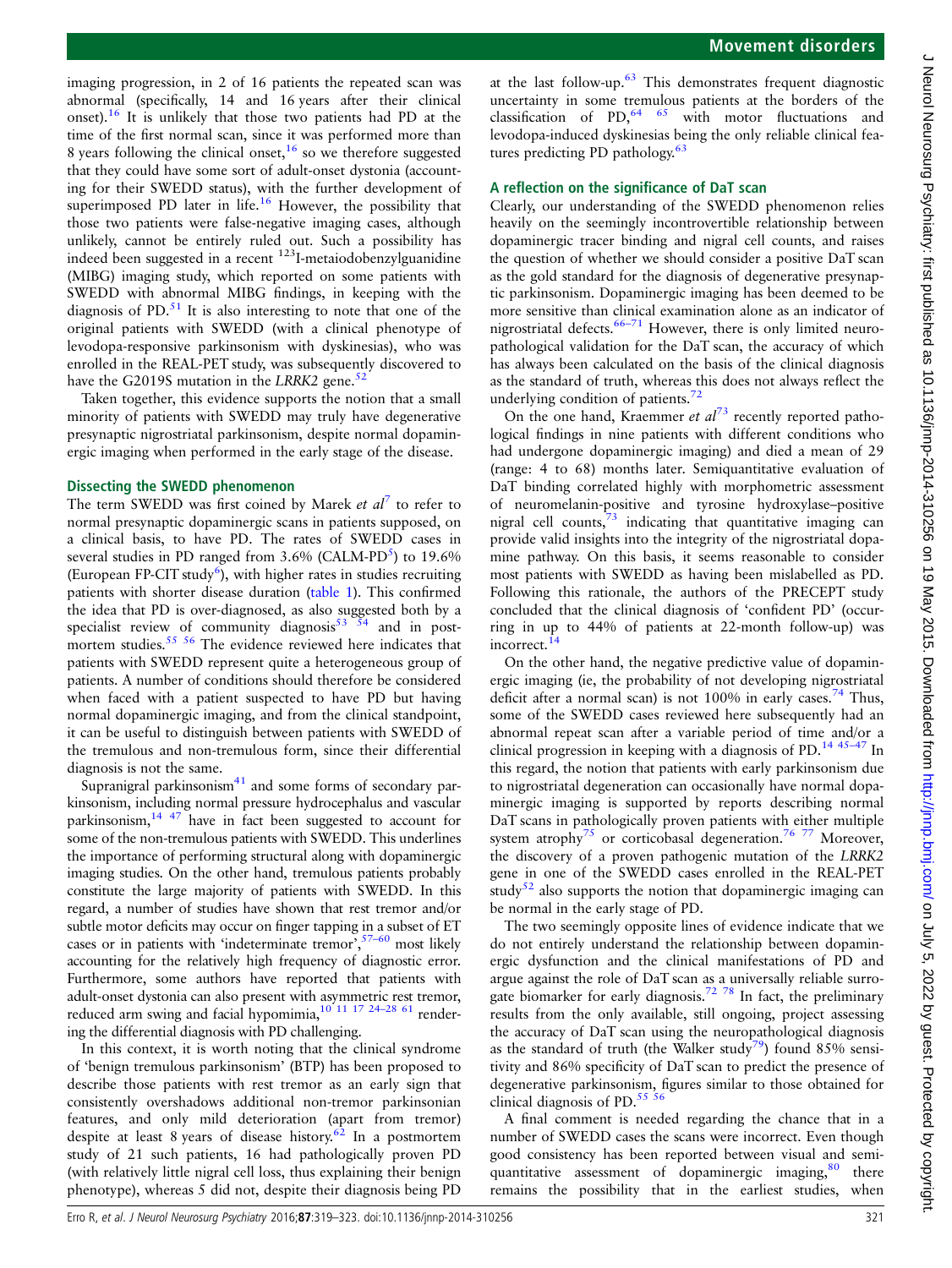imaging progression, in 2 of 16 patients the repeated scan was abnormal (specifically, 14 and 16 years after their clinical onset).[16] It is unlikely that those two patients had PD at the time of the first normal scan, since it was performed more than 8 years following the clinical onset,[16] so we therefore suggested that they could have some sort of adult-onset dystonia (accounting for their SWEDD status), with the further development of superimposed PD later in life.[16] However, the possibility that those two patients were false-negative imaging cases, although unlikely, cannot be entirely ruled out. Such a possibility has indeed been suggested in a recent $^{123}$I-metaiodobenzylguanidine (MIBG) imaging study, which reported on some patients with SWEDD with abnormal MIBG findings, in keeping with the diagnosis of PD.[51] It is also interesting to note that one of the original patients with SWEDD (with a clinical phenotype of levodopa-responsive parkinsonism with dyskinesias), who was enrolled in the REAL-PET study, was subsequently discovered to have the G2019S mutation in the *LRRK2* gene.[52]

Taken together, this evidence supports the notion that a small minority of patients with SWEDD may truly have degenerative presynaptic nigrostriatal parkinsonism, despite normal dopaminergic imaging when performed in the early stage of the disease.

## Dissecting the SWEDD phenomenon

The term SWEDD was first coined by Marek *et al*[7] to refer to normal presynaptic dopaminergic scans in patients supposed, on a clinical basis, to have PD. The rates of SWEDD cases in several studies in PD ranged from 3.6% (CALM-PD[5]) to 19.6% (European FP-CIT study[6]), with higher rates in studies recruiting patients with shorter disease duration (table 1). This confirmed the idea that PD is over-diagnosed, as also suggested both by a specialist review of community diagnosis[53 54] and in postmortem studies.[55 56] The evidence reviewed here indicates that patients with SWEDD represent quite a heterogeneous group of patients. A number of conditions should therefore be considered when faced with a patient suspected to have PD but having normal dopaminergic imaging, and from the clinical standpoint, it can be useful to distinguish between patients with SWEDD of the tremulous and non-tremulous form, since their differential diagnosis is not the same.

Supranigral parkinsonism[41] and some forms of secondary parkinsonism, including normal pressure hydrocephalus and vascular parkinsonism,[14 47] have in fact been suggested to account for some of the non-tremulous patients with SWEDD. This underlines the importance of performing structural along with dopaminergic imaging studies. On the other hand, tremulous patients probably constitute the large majority of patients with SWEDD. In this regard, a number of studies have shown that rest tremor and/or subtle motor deficits may occur on finger tapping in a subset of ET cases or in patients with 'indeterminate tremor',[57–60] most likely accounting for the relatively high frequency of diagnostic error. Furthermore, some authors have reported that patients with adult-onset dystonia can also present with asymmetric rest tremor, reduced arm swing and facial hypomimia,[10 11 17 24–28 61] rendering the differential diagnosis with PD challenging.

In this context, it is worth noting that the clinical syndrome of 'benign tremulous parkinsonism' (BTP) has been proposed to describe those patients with rest tremor as an early sign that consistently overshadows additional non-tremor parkinsonian features, and only mild deterioration (apart from tremor) despite at least 8 years of disease history.[62] In a postmortem study of 21 such patients, 16 had pathologically proven PD (with relatively little nigral cell loss, thus explaining their benign phenotype), whereas 5 did not, despite their diagnosis being PD at the last follow-up.[63] This demonstrates frequent diagnostic uncertainty in some tremulous patients at the borders of the classification of PD,[64 65] with motor fluctuations and levodopa-induced dyskinesias being the only reliable clinical features predicting PD pathology.[63]

## A reflection on the significance of DaT scan

Clearly, our understanding of the SWEDD phenomenon relies heavily on the seemingly incontrovertible relationship between dopaminergic tracer binding and nigral cell counts, and raises the question of whether we should consider a positive DaT scan as the gold standard for the diagnosis of degenerative presynaptic parkinsonism. Dopaminergic imaging has been deemed to be more sensitive than clinical examination alone as an indicator of nigrostriatal defects.[66–71] However, there is only limited neuropathological validation for the DaT scan, the accuracy of which has always been calculated on the basis of the clinical diagnosis as the standard of truth, whereas this does not always reflect the underlying condition of patients.[72]

On the one hand, Kraemmer *et al*[73] recently reported pathological findings in nine patients with different conditions who had undergone dopaminergic imaging) and died a mean of 29 (range: 4 to 68) months later. Semiquantitative evaluation of DaT binding correlated highly with morphometric assessment of neuromelanin-positive and tyrosine hydroxylase–positive nigral cell counts,[73] indicating that quantitative imaging can provide valid insights into the integrity of the nigrostriatal dopamine pathway. On this basis, it seems reasonable to consider most patients with SWEDD as having been mislabelled as PD. Following this rationale, the authors of the PRECEPT study concluded that the clinical diagnosis of 'confident PD' (occurring in up to 44% of patients at 22-month follow-up) was incorrect.[14]

On the other hand, the negative predictive value of dopaminergic imaging (ie, the probability of not developing nigrostriatal deficit after a normal scan) is not 100% in early cases.[74] Thus, some of the SWEDD cases reviewed here subsequently had an abnormal repeat scan after a variable period of time and/or a clinical progression in keeping with a diagnosis of PD.[14 45–47] In this regard, the notion that patients with early parkinsonism due to nigrostriatal degeneration can occasionally have normal dopaminergic imaging is supported by reports describing normal DaT scans in pathologically proven patients with either multiple system atrophy[75] or corticobasal degeneration.[76 77] Moreover, the discovery of a proven pathogenic mutation of the *LRRK2* gene in one of the SWEDD cases enrolled in the REAL-PET study[52] also supports the notion that dopaminergic imaging can be normal in the early stage of PD.

The two seemingly opposite lines of evidence indicate that we do not entirely understand the relationship between dopaminergic dysfunction and the clinical manifestations of PD and argue against the role of DaT scan as a universally reliable surrogate biomarker for early diagnosis.[72 78] In fact, the preliminary results from the only available, still ongoing, project assessing the accuracy of DaT scan using the neuropathological diagnosis as the standard of truth (the Walker study[79]) found 85% sensitivity and 86% specificity of DaT scan to predict the presence of degenerative parkinsonism, figures similar to those obtained for clinical diagnosis of PD.[55 56]

A final comment is needed regarding the chance that in a number of SWEDD cases the scans were incorrect. Even though good consistency has been reported between visual and semiquantitative assessment of dopaminergic imaging,[80] there remains the possibility that in the earliest studies, when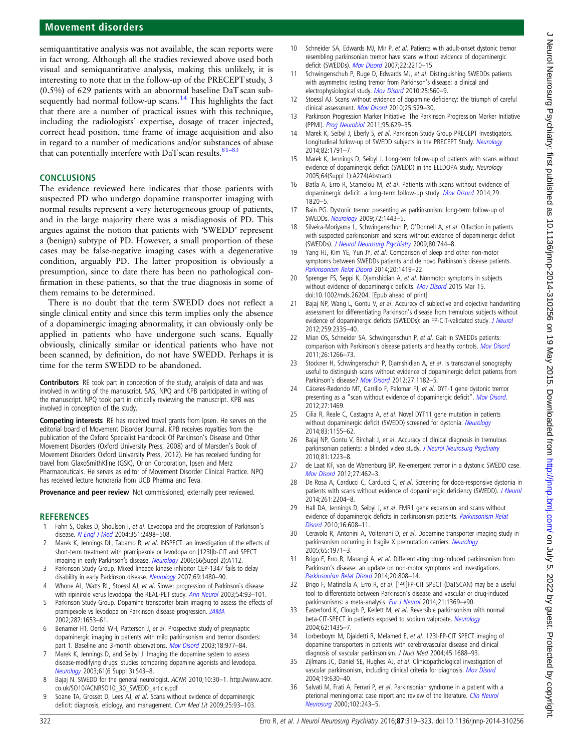semiquantitative analysis was not available, the scan reports were in fact wrong. Although all the studies reviewed above used both visual and semiquantitative analysis, making this unlikely, it is interesting to note that in the follow-up of the PRECEPT study, 3 (0.5%) of 629 patients with an abnormal baseline DaT scan subsequently had normal follow-up scans.[14] This highlights the fact that there are a number of practical issues with this technique, including the radiologists' expertise, dosage of tracer injected, correct head position, time frame of image acquisition and also in regard to a number of medications and/or substances of abuse that can potentially interfere with DaT scan results.[81–83]

## CONCLUSIONS

The evidence reviewed here indicates that those patients with suspected PD who undergo dopamine transporter imaging with normal results represent a very heterogeneous group of patients, and in the large majority there was a misdiagnosis of PD. This argues against the notion that patients with 'SWEDD' represent a (benign) subtype of PD. However, a small proportion of these cases may be false-negative imaging cases with a degenerative condition, arguably PD. The latter proposition is obviously a presumption, since to date there has been no pathological confirmation in these patients, so that the true diagnosis in some of them remains to be determined.

There is no doubt that the term SWEDD does not reflect a single clinical entity and since this term implies only the absence of a dopaminergic imaging abnormality, it can obviously only be applied in patients who have undergone such scans. Equally obviously, clinically similar or identical patients who have not been scanned, by definition, do not have SWEDD. Perhaps it is time for the term SWEDD to be abandoned.

**Contributors** RE took part in conception of the study, analysis of data and was involved in writing of the manuscript. SAS, NPQ and KPB participated in writing of the manuscript. NPQ took part in critically reviewing the manuscript. KPB was involved in conception of the study.

**Competing interests** RE has received travel grants from Ipsen. He serves on the editorial board of Movement Disorder Journal. KPB receives royalties from the publication of the Oxford Specialist Handbook Of Parkinson's Disease and Other Movement Disorders (Oxford University Press, 2008) and of Marsden's Book of Movement Disorders Oxford University Press, 2012). He has received funding for travel from GlaxoSmithKline (GSK), Orion Corporation, Ipsen and Merz Pharmaceuticals. He serves as editor of Movement Disorder Clinical Practice. NPQ has received lecture honoraria from UCB Pharma and Teva.

**Provenance and peer review** Not commissioned; externally peer reviewed.

## REFERENCES

1. Fahn S, Oakes D, Shoulson I, *et al*. Levodopa and the progression of Parkinson's disease. *N Engl J Med* 2004;351:2498–508.
2. Marek K, Jennings D, Tabamo R, *et al*. INSPECT: an investigation of the effects of short-term treatment with pramipexole or levodopa on [123I]b-CIT and SPECT imaging in early Parkinson's disease. *Neurology* 2006;66(Suppl 2):A112.
3. Parkinson Study Group. Mixed lineage kinase inhibitor CEP-1347 fails to delay disability in early Parkinson disease. *Neurology* 2007;69:1480–90.
4. Whone AL, Watts RL, Stoessl AJ, *et al*. Slower progression of Parkinson`s disease with ripinirole verus levodopa: the REAL-PET study. *Ann Neurol* 2003;54:93–101.
5. Parkinson Study Group. Dopamine transporter brain imaging to assess the effects of pramipexole vs levodopa on Parkinson disease progression. *JAMA* 2002;287:1653–61.
6. Benamer HT, Oertel WH, Patterson J, *et al*. Prospective study of presynaptic dopaminergic imaging in patients with mild parkinsonism and tremor disorders: part 1. Baseline and 3-month observations. *Mov Disord* 2003;18:977–84.
7. Marek K, Jennings D, and Seibyl J. Imaging the dopamine system to assess disease-modifying drugs: studies comparing dopamine agonists and levodopa. *Neurology* 2003;61(6 Suppl 3):S43–8.
8. Bajaj N. SWEDD for the general neurologist. *ACNR* 2010;10:30–1. http://www.acnr.co.uk/SO10/ACNRSO10_30_SWEDD_article.pdf
9. Soane TA, Grosset D, Lees AJ, *et al*. Scans without evidence of dopaminergic deficit: diagnosis, etiology, and management. *Curr Med Lit* 2009;25:93–103.
10. Schneider SA, Edwards MJ, Mir P, *et al*. Patients with adult-onset dystonic tremor resembling parkinsonian tremor have scans without evidence of dopaminergic deficit (SWEDDs). *Mov Disord* 2007;22:2210–15.
11. Schwingenschuh P, Ruge D, Edwards MJ, *et al*. Distinguishing SWEDDs patients with asymmetric resting tremor from Parkinson's disease: a clinical and electrophysiological study. *Mov Disord* 2010;25:560–9.
12. Stoessl AJ. Scans without evidence of dopamine deficiency: the triumph of careful clinical assessment. *Mov Disord* 2010;25:529–30.
13. Parkinson Progression Marker Initiative. The Parkinson Progression Marker Initiative (PPMI). *Prog Neurobiol* 2011;95:629–35.
14. Marek K, Seibyl J, Eberly S, *et al*. Parkinson Study Group PRECEPT Investigators. Longitudinal follow-up of SWEDD subjects in the PRECEPT Study. *Neurology* 2014;82:1791–7.
15. Marek K, Jennings D, Seibyl J. Long-term follow-up of patients with scans without evidence of dopaminergic deficit (SWEDD) in the ELLDOPA study. *Neurology* 2005;64(Suppl 1):A274(Abstract).
16. Batla A, Erro R, Stamelou M, *et al*. Patients with scans without evidence of dopaminergic deficit: a long-term follow-up study. *Mov Disord* 2014;29:1820–5.
17. Bain PG. Dystonic tremor presenting as parkinsonism: long-term follow-up of SWEDDs. *Neurology* 2009;72:1443–5.
18. Silveira-Moriyama L, Schwingenschuh P, O'Donnell A, *et al*. Olfaction in patients with suspected parkinsonism and scans without evidence of dopaminergic deficit (SWEDDs). *J Neurol Neurosurg Psychiatry* 2009;80:744–8.
19. Yang HJ, Kim YE, Yun JY, *et al*. Comparison of sleep and other non-motor symptoms between SWEDDs patients and de novo Parkinson's disease patients. *Parkinsonism Relat Disord* 2014;20:1419–22.
20. Sprenger FS, Seppi K, Djamshidian A, *et al*. Nonmotor symptoms in subjects without evidence of dopaminergic deficits. *Mov Disord* 2015 Mar 15. doi:10.1002/mds.26204. [Epub ahead of print]
21. Bajaj NP, Wang L, Gontu V, *et al*. Accuracy of subjective and objective handwriting assessment for differentiating Parkinson's disease from tremulous subjects without evidence of dopaminergic deficits (SWEDDs): an FP-CIT-validated study. *J Neurol* 2012;259:2335–40.
22. Mian OS, Schneider SA, Schwingenschuh P, *et al*. Gait in SWEDDs patients: comparison with Parkinson's disease patients and healthy controls. *Mov Disord* 2011;26:1266–73.
23. Stockner H, Schwingenschuh P, Djamshidian A, *et al*. Is transcranial sonography useful to distinguish scans without evidence of dopaminergic deficit patients from Parkinson's disease? *Mov Disord* 2012;27:1182–5.
24. Cáceres-Redondo MT, Carrillo F, Palomar FJ, *et al*. DYT-1 gene dystonic tremor presenting as a "scan without evidence of dopaminergic deficit". *Mov Disord*. 2012;27:1469.
25. Cilia R, Reale C, Castagna A, *et al*. Novel DYT11 gene mutation in patients without dopaminergic deficit (SWEDD) screened for dystonia. *Neurology* 2014;83:1155–62.
26. Bajaj NP, Gontu V, Birchall J, *et al*. Accuracy of clinical diagnosis in tremulous parkinsonian patients: a blinded video study. *J Neurol Neurosurg Psychiatry* 2010;81:1223–8.
27. de Laat KF, van de Warrenburg BP. Re-emergent tremor in a dystonic SWEDD case. *Mov Disord* 2012;27:462–3.
28. De Rosa A, Carducci C, Carducci C, *et al*. Screening for dopa-responsive dystonia in patients with scans without evidence of dopaminergic deficiency (SWEDD). *J Neurol* 2014;261:2204–8.
29. Hall DA, Jennings D, Seibyl J, *et al*. FMR1 gene expansion and scans without evidence of dopaminergic deficits in parkinsonism patients. *Parkinsonism Relat Disord* 2010;16:608–11.
30. Ceravolo R, Antonini A, Volterrani D, *et al*. Dopamine transporter imaging study in parkinsonism occurring in fragile X premutation carriers. *Neurology* 2005;65:1971–3.
31. Brigo F, Erro R, Marangi A, *et al*. Differentiating drug-induced parkinsonism from Parkinson's disease: an update on non-motor symptoms and investigations. *Parkinsonism Relat Disord* 2014;20:808–14.
32. Brigo F, Matinella A, Erro R, *et al*. [123I]FP-CIT SPECT (DaTSCAN) may be a useful tool to differentiate between Parkinson's disease and vascular or drug-induced parkinsonisms: a meta-analysis. *Eur J Neurol* 2014;21:1369–e90.
33. Easterford K, Clough P, Kellett M, *et al*. Reversible parkinsonism with normal beta-CIT-SPECT in patients exposed to sodium valproate. *Neurology* 2004;62:1435–7.
34. Lorberboym M, Djaldetti R, Melamed E, *et al*. 123I-FP-CIT SPECT imaging of dopamine transporters in patients with cerebrovascular disease and clinical diagnosis of vascular parkinsonism. *J Nucl Med* 2004;45:1688–93.
35. Zijlmans JC, Daniel SE, Hughes AJ, *et al*. Clinicopathological investigation of vascular parkinsonism, including clinical criteria for diagnosis. *Mov Disord* 2004;19:630–40.
36. Salvati M, Frati A, Ferrari P, *et al*. Parkinsonian syndrome in a patient with a pterional meningioma: case report and review of the literature. *Clin Neurol Neurosurg* 2000;102:243–5.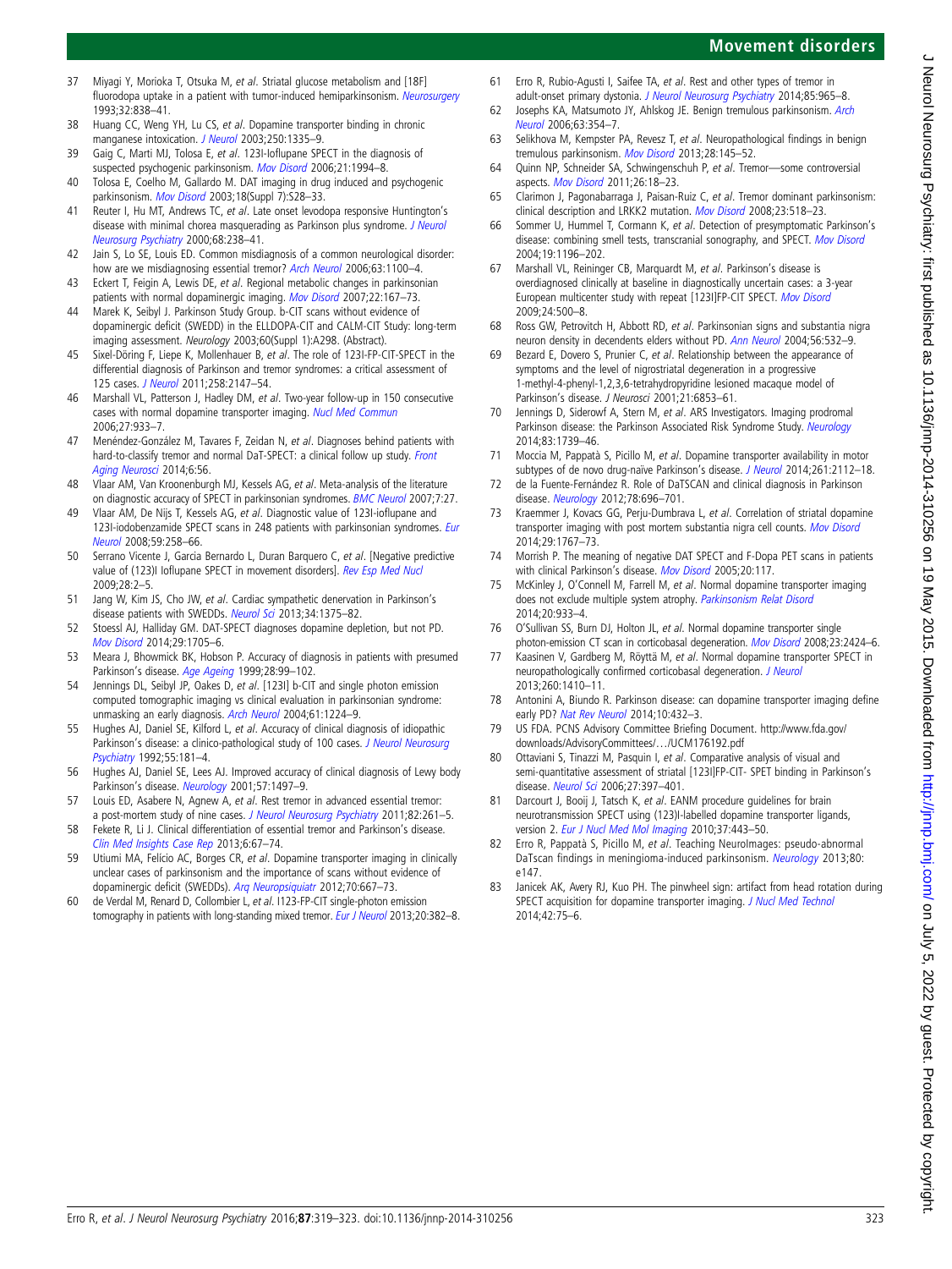37 Miyagi Y, Morioka T, Otsuka M, *et al*. Striatal glucose metabolism and [18F] fluorodopa uptake in a patient with tumor-induced hemiparkinsonism. *Neurosurgery* 1993;32:838–41.

38 Huang CC, Weng YH, Lu CS, *et al*. Dopamine transporter binding in chronic manganese intoxication. *J Neurol* 2003;250:1335–9.

39 Gaig C, Marti MJ, Tolosa E, *et al*. 123I-Ioflupane SPECT in the diagnosis of suspected psychogenic parkinsonism. *Mov Disord* 2006;21:1994–8.

40 Tolosa E, Coelho M, Gallardo M. DAT imaging in drug induced and psychogenic parkinsonism. *Mov Disord* 2003;18(Suppl 7):S28–33.

41 Reuter I, Hu MT, Andrews TC, *et al*. Late onset levodopa responsive Huntington's disease with minimal chorea masquerading as Parkinson plus syndrome. *J Neurol Neurosurg Psychiatry* 2000;68:238–41.

42 Jain S, Lo SE, Louis ED. Common misdiagnosis of a common neurological disorder: how are we misdiagnosing essential tremor? *Arch Neurol* 2006;63:1100–4.

43 Eckert T, Feigin A, Lewis DE, *et al*. Regional metabolic changes in parkinsonian patients with normal dopaminergic imaging. *Mov Disord* 2007;22:167–73.

44 Marek K, Seibyl J. Parkinson Study Group. b-CIT scans without evidence of dopaminergic deficit (SWEDD) in the ELLDOPA-CIT and CALM-CIT Study: long-term imaging assessment. *Neurology* 2003;60(Suppl 1):A298. (Abstract).

45 Sixel-Döring F, Liepe K, Mollenhauer B, *et al*. The role of 123I-FP-CIT-SPECT in the differential diagnosis of Parkinson and tremor syndromes: a critical assessment of 125 cases. *J Neurol* 2011;258:2147–54.

46 Marshall VL, Patterson J, Hadley DM, *et al*. Two-year follow-up in 150 consecutive cases with normal dopamine transporter imaging. *Nucl Med Commun* 2006;27:933–7.

47 Menéndez-González M, Tavares F, Zeidan N, *et al*. Diagnoses behind patients with hard-to-classify tremor and normal DaT-SPECT: a clinical follow up study. *Front Aging Neurosci* 2014;6:56.

48 Vlaar AM, Van Kroonenburgh MJ, Kessels AG, *et al*. Meta-analysis of the literature on diagnostic accuracy of SPECT in parkinsonian syndromes. *BMC Neurol* 2007;7:27.

49 Vlaar AM, De Nijs T, Kessels AG, *et al*. Diagnostic value of 123I-ioflupane and 123I-iodobenzamide SPECT scans in 248 patients with parkinsonian syndromes. *Eur Neurol* 2008;59:258–66.

50 Serrano Vicente J, Garcia Bernardo L, Duran Barquero C, *et al*. [Negative predictive value of (123)I Ioflupane SPECT in movement disorders]. *Rev Esp Med Nucl* 2009;28:2–5.

51 Jang W, Kim JS, Cho JW, *et al*. Cardiac sympathetic denervation in Parkinson's disease patients with SWEDDs. *Neurol Sci* 2013;34:1375–82.

52 Stoessl AJ, Halliday GM. DAT-SPECT diagnoses dopamine depletion, but not PD. *Mov Disord* 2014;29:1705–6.

53 Meara J, Bhowmick BK, Hobson P. Accuracy of diagnosis in patients with presumed Parkinson's disease. *Age Ageing* 1999;28:99–102.

54 Jennings DL, Seibyl JP, Oakes D, *et al*. [123I] b-CIT and single photon emission computed tomographic imaging vs clinical evaluation in parkinsonian syndrome: unmasking an early diagnosis. *Arch Neurol* 2004;61:1224–9.

55 Hughes AJ, Daniel SE, Kilford L, *et al*. Accuracy of clinical diagnosis of idiopathic Parkinson's disease: a clinico-pathological study of 100 cases. *J Neurol Neurosurg Psychiatry* 1992;55:181–4.

56 Hughes AJ, Daniel SE, Lees AJ. Improved accuracy of clinical diagnosis of Lewy body Parkinson's disease. *Neurology* 2001;57:1497–9.

57 Louis ED, Asabere N, Agnew A, *et al*. Rest tremor in advanced essential tremor: a post-mortem study of nine cases. *J Neurol Neurosurg Psychiatry* 2011;82:261–5.

58 Fekete R, Li J. Clinical differentiation of essential tremor and Parkinson's disease. *Clin Med Insights Case Rep* 2013;6:67–74.

59 Utiumi MA, Felício AC, Borges CR, *et al*. Dopamine transporter imaging in clinically unclear cases of parkinsonism and the importance of scans without evidence of dopaminergic deficit (SWEDDs). *Arq Neuropsiquiatr* 2012;70:667–73.

60 de Verdal M, Renard D, Collombier L, *et al*. I123-FP-CIT single-photon emission tomography in patients with long-standing mixed tremor. *Eur J Neurol* 2013;20:382–8.

61 Erro R, Rubio-Agusti I, Saifee TA, *et al*. Rest and other types of tremor in adult-onset primary dystonia. *J Neurol Neurosurg Psychiatry* 2014;85:965–8.

62 Josephs KA, Matsumoto JY, Ahlskog JE. Benign tremulous parkinsonism. *Arch Neurol* 2006;63:354–7.

63 Selikhova M, Kempster PA, Revesz T, *et al*. Neuropathological findings in benign tremulous parkinsonism. *Mov Disord* 2013;28:145–52.

64 Quinn NP, Schneider SA, Schwingenschuh P, *et al*. Tremor—some controversial aspects. *Mov Disord* 2011;26:18–23.

65 Clarimon J, Pagonabarraga J, Paisan-Ruiz C, *et al*. Tremor dominant parkinsonism: clinical description and LRKK2 mutation. *Mov Disord* 2008;23:518–23.

66 Sommer U, Hummel T, Cormann K, *et al*. Detection of presymptomatic Parkinson's disease: combining smell tests, transcranial sonography, and SPECT. *Mov Disord* 2004;19:1196–202.

67 Marshall VL, Reininger CB, Marquardt M, *et al*. Parkinson's disease is overdiagnosed clinically at baseline in diagnostically uncertain cases: a 3-year European multicenter study with repeat [123I]FP-CIT SPECT. *Mov Disord* 2009;24:500–8.

68 Ross GW, Petrovitch H, Abbott RD, *et al*. Parkinsonian signs and substantia nigra neuron density in decendents elders without PD. *Ann Neurol* 2004;56:532–9.

69 Bezard E, Dovero S, Prunier C, *et al*. Relationship between the appearance of symptoms and the level of nigrostriatal degeneration in a progressive 1-methyl-4-phenyl-1,2,3,6-tetrahydropyridine lesioned macaque model of Parkinson's disease. *J Neurosci* 2001;21:6853–61.

70 Jennings D, Siderowf A, Stern M, *et al*. ARS Investigators. Imaging prodromal Parkinson disease: the Parkinson Associated Risk Syndrome Study. *Neurology* 2014;83:1739–46.

71 Moccia M, Pappatà S, Picillo M, *et al*. Dopamine transporter availability in motor subtypes of de novo drug-naïve Parkinson's disease. *J Neurol* 2014;261:2112–18.

72 de la Fuente-Fernández R. Role of DaTSCAN and clinical diagnosis in Parkinson disease. *Neurology* 2012;78:696–701.

73 Kraemmer J, Kovacs GG, Perju-Dumbrava L, *et al*. Correlation of striatal dopamine transporter imaging with post mortem substantia nigra cell counts. *Mov Disord* 2014;29:1767–73.

74 Morrish P. The meaning of negative DAT SPECT and F-Dopa PET scans in patients with clinical Parkinson's disease. *Mov Disord* 2005;20:117.

75 McKinley J, O'Connell M, Farrell M, *et al*. Normal dopamine transporter imaging does not exclude multiple system atrophy. *Parkinsonism Relat Disord* 2014;20:933–4.

76 O'Sullivan SS, Burn DJ, Holton JL, *et al*. Normal dopamine transporter single photon-emission CT scan in corticobasal degeneration. *Mov Disord* 2008;23:2424–6.

77 Kaasinen V, Gardberg M, Röyttä M, *et al*. Normal dopamine transporter SPECT in neuropathologically confirmed corticobasal degeneration. *J Neurol* 2013;260:1410–11.

78 Antonini A, Biundo R. Parkinson disease: can dopamine transporter imaging define early PD? *Nat Rev Neurol* 2014;10:432–3.

79 US FDA. PCNS Advisory Committee Briefing Document. http://www.fda.gov/downloads/AdvisoryCommittees/…/UCM176192.pdf

80 Ottaviani S, Tinazzi M, Pasquin I, *et al*. Comparative analysis of visual and semi-quantitative assessment of striatal [123I]FP-CIT- SPET binding in Parkinson's disease. *Neurol Sci* 2006;27:397–401.

81 Darcourt J, Booij J, Tatsch K, *et al*. EANM procedure guidelines for brain neurotransmission SPECT using (123)I-labelled dopamine transporter ligands, version 2. *Eur J Nucl Med Mol Imaging* 2010;37:443–50.

82 Erro R, Pappatà S, Picillo M, *et al*. Teaching NeuroImages: pseudo-abnormal DaTscan findings in meningioma-induced parkinsonism. *Neurology* 2013;80:e147.

83 Janicek AK, Avery RJ, Kuo PH. The pinwheel sign: artifact from head rotation during SPECT acquisition for dopamine transporter imaging. *J Nucl Med Technol* 2014;42:75–6.